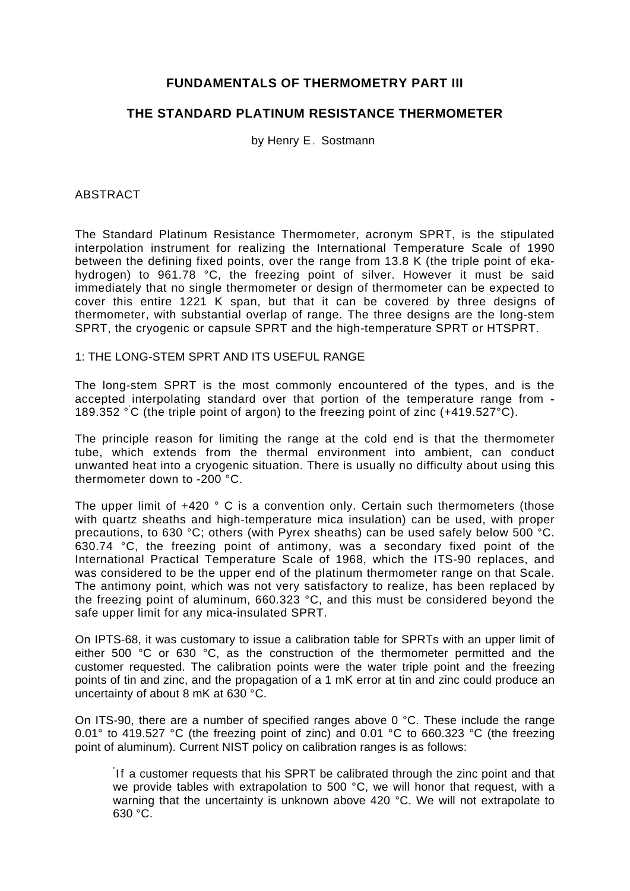## FUNDAMENTALS OF THERMOMETRY PART III

## THE STANDARD PLATINUM RESISTANCE THERMOMETER

by Henry E. Sostmann

ABSTRACT

The Standard Platinum Resistance Thermometer, acronym SPRT, is the stipulated interpolation instrument for realizing the International Temperature Scale of 1990 between the defining fixed points, over the range from 13.8 K (the triple point of eka-hydrogen) to 961.78 °C, the freezing point of silver. However it must be said immediately that no single thermometer or design of thermometer can be expected to cover this entire 1221 K span, but that it can be covered by three designs of thermometer, with substantial overlap of range. The three designs are the long-stem SPRT, the cryogenic or capsule SPRT and the high-temperature SPRT or HTSPRT.

1: THE LONG-STEM SPRT AND ITS USEFUL RANGE

The long-stem SPRT is the most commonly encountered of the types, and is the accepted interpolating standard over that portion of the temperature range from -189.352 °C (the triple point of argon) to the freezing point of zinc (+419.527°C).

The principle reason for limiting the range at the cold end is that the thermometer tube, which extends from the thermal environment into ambient, can conduct unwanted heat into a cryogenic situation. There is usually no difficulty about using this thermometer down to -200 °C.

The upper limit of +420 ° C is a convention only. Certain such thermometers (those with quartz sheaths and high-temperature mica insulation) can be used, with proper precautions, to 630 °C; others (with Pyrex sheaths) can be used safely below 500 °C. 630.74 °C, the freezing point of antimony, was a secondary fixed point of the International Practical Temperature Scale of 1968, which the ITS-90 replaces, and was considered to be the upper end of the platinum thermometer range on that Scale. The antimony point, which was not very satisfactory to realize, has been replaced by the freezing point of aluminum, 660.323 °C, and this must be considered beyond the safe upper limit for any mica-insulated SPRT.

On IPTS-68, it was customary to issue a calibration table for SPRTs with an upper limit of either 500 °C or 630 °C, as the construction of the thermometer permitted and the customer requested. The calibration points were the water triple point and the freezing points of tin and zinc, and the propagation of a 1 mK error at tin and zinc could produce an uncertainty of about 8 mK at 630 °C.

On ITS-90, there are a number of specified ranges above 0 °C. These include the range 0.01° to 419.527 °C (the freezing point of zinc) and 0.01 °C to 660.323 °C (the freezing point of aluminum). Current NIST policy on calibration ranges is as follows:

> "If a customer requests that his SPRT be calibrated through the zinc point and that we provide tables with extrapolation to 500 °C, we will honor that request, with a warning that the uncertainty is unknown above 420 °C. We will not extrapolate to 630 °C.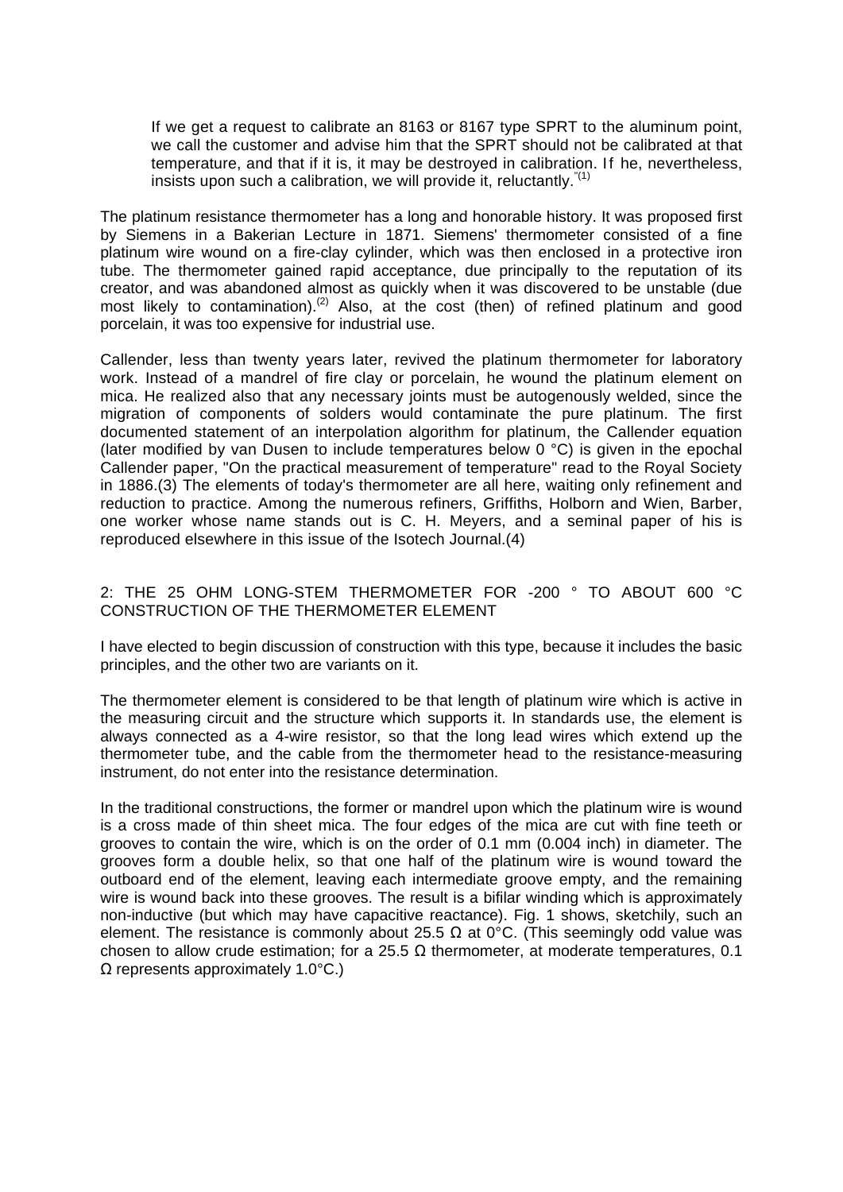If we get a request to calibrate an 8163 or 8167 type SPRT to the aluminum point, we call the customer and advise him that the SPRT should not be calibrated at that temperature, and that if it is, it may be destroyed in calibration. If he, nevertheless, insists upon such a calibration, we will provide it, reluctantly."[1]

The platinum resistance thermometer has a long and honorable history. It was proposed first by Siemens in a Bakerian Lecture in 1871. Siemens' thermometer consisted of a fine platinum wire wound on a fire-clay cylinder, which was then enclosed in a protective iron tube. The thermometer gained rapid acceptance, due principally to the reputation of its creator, and was abandoned almost as quickly when it was discovered to be unstable (due most likely to contamination).[2] Also, at the cost (then) of refined platinum and good porcelain, it was too expensive for industrial use.

Callender, less than twenty years later, revived the platinum thermometer for laboratory work. Instead of a mandrel of fire clay or porcelain, he wound the platinum element on mica. He realized also that any necessary joints must be autogenously welded, since the migration of components of solders would contaminate the pure platinum. The first documented statement of an interpolation algorithm for platinum, the Callender equation (later modified by van Dusen to include temperatures below 0 °C) is given in the epochal Callender paper, "On the practical measurement of temperature" read to the Royal Society in 1886.(3) The elements of today's thermometer are all here, waiting only refinement and reduction to practice. Among the numerous refiners, Griffiths, Holborn and Wien, Barber, one worker whose name stands out is C. H. Meyers, and a seminal paper of his is reproduced elsewhere in this issue of the Isotech Journal.(4)

## 2: THE 25 OHM LONG-STEM THERMOMETER FOR -200 ° TO ABOUT 600 °C CONSTRUCTION OF THE THERMOMETER ELEMENT

I have elected to begin discussion of construction with this type, because it includes the basic principles, and the other two are variants on it.

The thermometer element is considered to be that length of platinum wire which is active in the measuring circuit and the structure which supports it. In standards use, the element is always connected as a 4-wire resistor, so that the long lead wires which extend up the thermometer tube, and the cable from the thermometer head to the resistance-measuring instrument, do not enter into the resistance determination.

In the traditional constructions, the former or mandrel upon which the platinum wire is wound is a cross made of thin sheet mica. The four edges of the mica are cut with fine teeth or grooves to contain the wire, which is on the order of 0.1 mm (0.004 inch) in diameter. The grooves form a double helix, so that one half of the platinum wire is wound toward the outboard end of the element, leaving each intermediate groove empty, and the remaining wire is wound back into these grooves. The result is a bifilar winding which is approximately non-inductive (but which may have capacitive reactance). Fig. 1 shows, sketchily, such an element. The resistance is commonly about 25.5 Ω at 0°C. (This seemingly odd value was chosen to allow crude estimation; for a 25.5 Ω thermometer, at moderate temperatures, 0.1 Ω represents approximately 1.0°C.)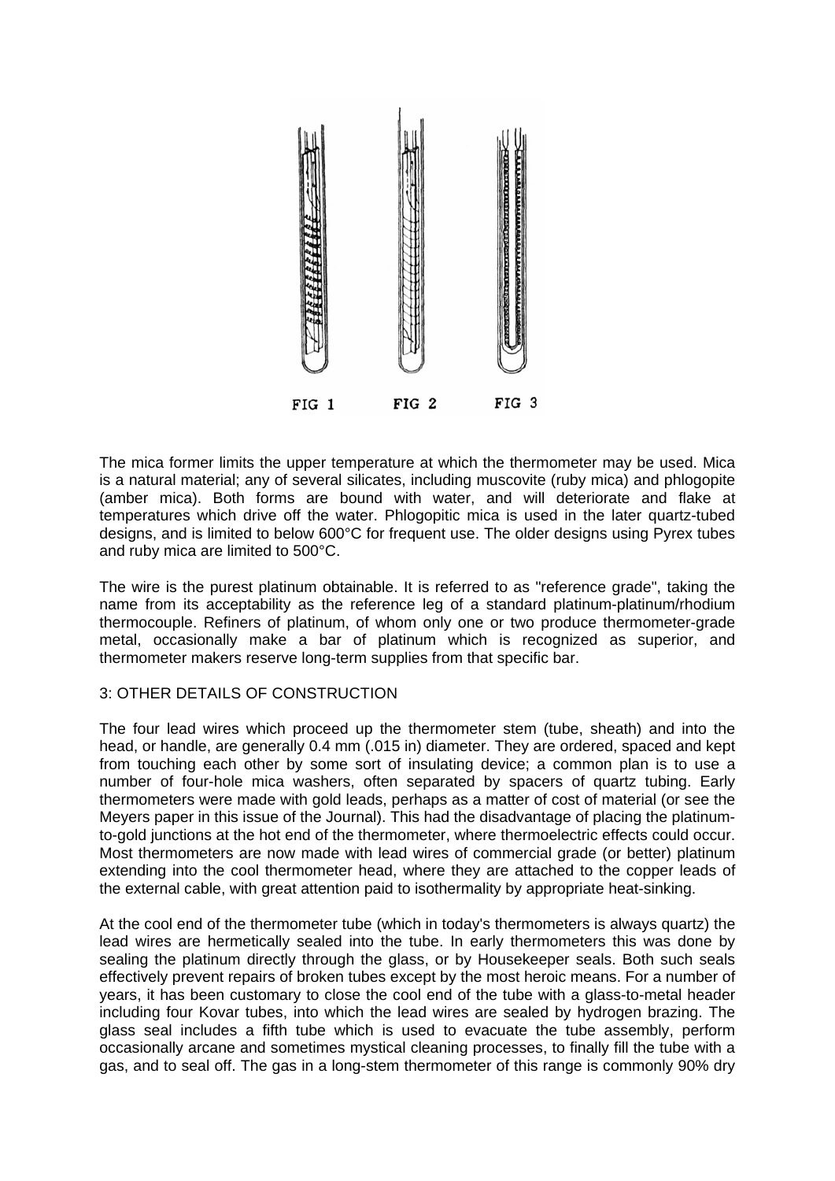FIG 1 FIG 2 FIG 3

The mica former limits the upper temperature at which the thermometer may be used. Mica is a natural material; any of several silicates, including muscovite (ruby mica) and phlogopite (amber mica). Both forms are bound with water, and will deteriorate and flake at temperatures which drive off the water. Phlogopitic mica is used in the later quartz-tubed designs, and is limited to below 600°C for frequent use. The older designs using Pyrex tubes and ruby mica are limited to 500°C.

The wire is the purest platinum obtainable. It is referred to as "reference grade", taking the name from its acceptability as the reference leg of a standard platinum-platinum/rhodium thermocouple. Refiners of platinum, of whom only one or two produce thermometer-grade metal, occasionally make a bar of platinum which is recognized as superior, and thermometer makers reserve long-term supplies from that specific bar.

## 3: OTHER DETAILS OF CONSTRUCTION

The four lead wires which proceed up the thermometer stem (tube, sheath) and into the head, or handle, are generally 0.4 mm (.015 in) diameter. They are ordered, spaced and kept from touching each other by some sort of insulating device; a common plan is to use a number of four-hole mica washers, often separated by spacers of quartz tubing. Early thermometers were made with gold leads, perhaps as a matter of cost of material (or see the Meyers paper in this issue of the Journal). This had the disadvantage of placing the platinum-to-gold junctions at the hot end of the thermometer, where thermoelectric effects could occur. Most thermometers are now made with lead wires of commercial grade (or better) platinum extending into the cool thermometer head, where they are attached to the copper leads of the external cable, with great attention paid to isothermality by appropriate heat-sinking.

At the cool end of the thermometer tube (which in today's thermometers is always quartz) the lead wires are hermetically sealed into the tube. In early thermometers this was done by sealing the platinum directly through the glass, or by Housekeeper seals. Both such seals effectively prevent repairs of broken tubes except by the most heroic means. For a number of years, it has been customary to close the cool end of the tube with a glass-to-metal header including four Kovar tubes, into which the lead wires are sealed by hydrogen brazing. The glass seal includes a fifth tube which is used to evacuate the tube assembly, perform occasionally arcane and sometimes mystical cleaning processes, to finally fill the tube with a gas, and to seal off. The gas in a long-stem thermometer of this range is commonly 90% dry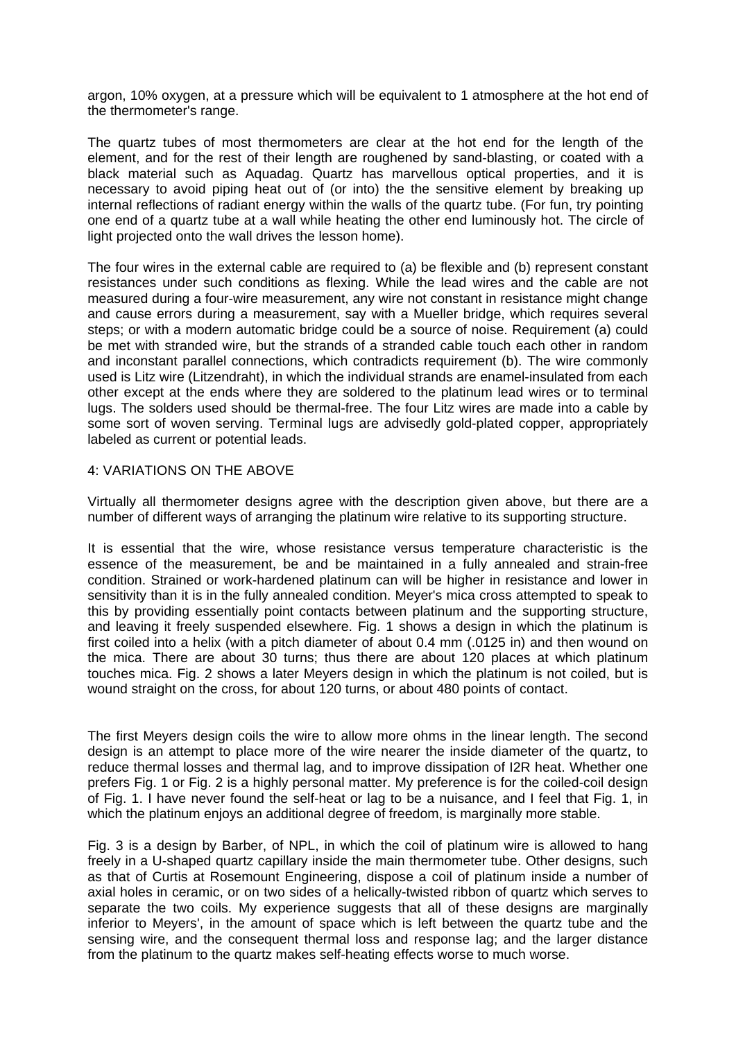argon, 10% oxygen, at a pressure which will be equivalent to 1 atmosphere at the hot end of the thermometer's range.

The quartz tubes of most thermometers are clear at the hot end for the length of the element, and for the rest of their length are roughened by sand-blasting, or coated with a black material such as Aquadag. Quartz has marvellous optical properties, and it is necessary to avoid piping heat out of (or into) the the sensitive element by breaking up internal reflections of radiant energy within the walls of the quartz tube. (For fun, try pointing one end of a quartz tube at a wall while heating the other end luminously hot. The circle of light projected onto the wall drives the lesson home).

The four wires in the external cable are required to (a) be flexible and (b) represent constant resistances under such conditions as flexing. While the lead wires and the cable are not measured during a four-wire measurement, any wire not constant in resistance might change and cause errors during a measurement, say with a Mueller bridge, which requires several steps; or with a modern automatic bridge could be a source of noise. Requirement (a) could be met with stranded wire, but the strands of a stranded cable touch each other in random and inconstant parallel connections, which contradicts requirement (b). The wire commonly used is Litz wire (Litzendraht), in which the individual strands are enamel-insulated from each other except at the ends where they are soldered to the platinum lead wires or to terminal lugs. The solders used should be thermal-free. The four Litz wires are made into a cable by some sort of woven serving. Terminal lugs are advisedly gold-plated copper, appropriately labeled as current or potential leads.

## 4: VARIATIONS ON THE ABOVE

Virtually all thermometer designs agree with the description given above, but there are a number of different ways of arranging the platinum wire relative to its supporting structure.

It is essential that the wire, whose resistance versus temperature characteristic is the essence of the measurement, be and be maintained in a fully annealed and strain-free condition. Strained or work-hardened platinum can will be higher in resistance and lower in sensitivity than it is in the fully annealed condition. Meyer's mica cross attempted to speak to this by providing essentially point contacts between platinum and the supporting structure, and leaving it freely suspended elsewhere. Fig. 1 shows a design in which the platinum is first coiled into a helix (with a pitch diameter of about 0.4 mm (.0125 in) and then wound on the mica. There are about 30 turns; thus there are about 120 places at which platinum touches mica. Fig. 2 shows a later Meyers design in which the platinum is not coiled, but is wound straight on the cross, for about 120 turns, or about 480 points of contact.

The first Meyers design coils the wire to allow more ohms in the linear length. The second design is an attempt to place more of the wire nearer the inside diameter of the quartz, to reduce thermal losses and thermal lag, and to improve dissipation of I2R heat. Whether one prefers Fig. 1 or Fig. 2 is a highly personal matter. My preference is for the coiled-coil design of Fig. 1. I have never found the self-heat or lag to be a nuisance, and I feel that Fig. 1, in which the platinum enjoys an additional degree of freedom, is marginally more stable.

Fig. 3 is a design by Barber, of NPL, in which the coil of platinum wire is allowed to hang freely in a U-shaped quartz capillary inside the main thermometer tube. Other designs, such as that of Curtis at Rosemount Engineering, dispose a coil of platinum inside a number of axial holes in ceramic, or on two sides of a helically-twisted ribbon of quartz which serves to separate the two coils. My experience suggests that all of these designs are marginally inferior to Meyers', in the amount of space which is left between the quartz tube and the sensing wire, and the consequent thermal loss and response lag; and the larger distance from the platinum to the quartz makes self-heating effects worse to much worse.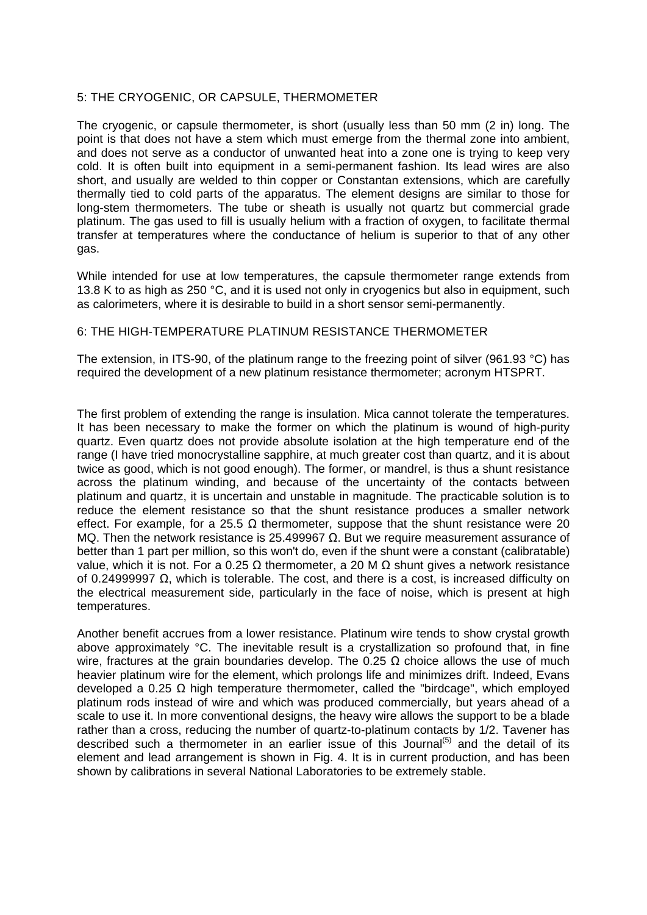## 5: THE CRYOGENIC, OR CAPSULE, THERMOMETER

The cryogenic, or capsule thermometer, is short (usually less than 50 mm (2 in) long. The point is that does not have a stem which must emerge from the thermal zone into ambient, and does not serve as a conductor of unwanted heat into a zone one is trying to keep very cold. It is often built into equipment in a semi-permanent fashion. Its lead wires are also short, and usually are welded to thin copper or Constantan extensions, which are carefully thermally tied to cold parts of the apparatus. The element designs are similar to those for long-stem thermometers. The tube or sheath is usually not quartz but commercial grade platinum. The gas used to fill is usually helium with a fraction of oxygen, to facilitate thermal transfer at temperatures where the conductance of helium is superior to that of any other gas.

While intended for use at low temperatures, the capsule thermometer range extends from 13.8 K to as high as 250 °C, and it is used not only in cryogenics but also in equipment, such as calorimeters, where it is desirable to build in a short sensor semi-permanently.

## 6: THE HIGH-TEMPERATURE PLATINUM RESISTANCE THERMOMETER

The extension, in ITS-90, of the platinum range to the freezing point of silver (961.93 °C) has required the development of a new platinum resistance thermometer; acronym HTSPRT.

The first problem of extending the range is insulation. Mica cannot tolerate the temperatures. It has been necessary to make the former on which the platinum is wound of high-purity quartz. Even quartz does not provide absolute isolation at the high temperature end of the range (I have tried monocrystalline sapphire, at much greater cost than quartz, and it is about twice as good, which is not good enough). The former, or mandrel, is thus a shunt resistance across the platinum winding, and because of the uncertainty of the contacts between platinum and quartz, it is uncertain and unstable in magnitude. The practicable solution is to reduce the element resistance so that the shunt resistance produces a smaller network effect. For example, for a 25.5 Ω thermometer, suppose that the shunt resistance were 20 MΩ. Then the network resistance is 25.499967 Ω. But we require measurement assurance of better than 1 part per million, so this won't do, even if the shunt were a constant (calibratable) value, which it is not. For a 0.25 Ω thermometer, a 20 M Ω shunt gives a network resistance of 0.24999997 Ω, which is tolerable. The cost, and there is a cost, is increased difficulty on the electrical measurement side, particularly in the face of noise, which is present at high temperatures.

Another benefit accrues from a lower resistance. Platinum wire tends to show crystal growth above approximately °C. The inevitable result is a crystallization so profound that, in fine wire, fractures at the grain boundaries develop. The 0.25 Ω choice allows the use of much heavier platinum wire for the element, which prolongs life and minimizes drift. Indeed, Evans developed a 0.25 Ω high temperature thermometer, called the "birdcage", which employed platinum rods instead of wire and which was produced commercially, but years ahead of a scale to use it. In more conventional designs, the heavy wire allows the support to be a blade rather than a cross, reducing the number of quartz-to-platinum contacts by 1/2. Tavener has described such a thermometer in an earlier issue of this Journal[5] and the detail of its element and lead arrangement is shown in Fig. 4. It is in current production, and has been shown by calibrations in several National Laboratories to be extremely stable.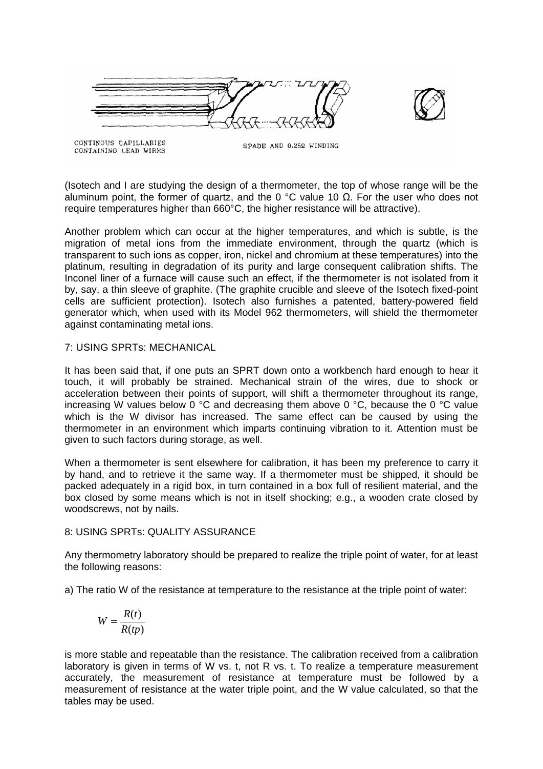CONTINOUS CAPILLARIES CONTAINING LEAD WIRES

SPADE AND 0.25Ω WINDING

(Isotech and I are studying the design of a thermometer, the top of whose range will be the aluminum point, the former of quartz, and the 0 °C value 10 Ω. For the user who does not require temperatures higher than 660°C, the higher resistance will be attractive).

Another problem which can occur at the higher temperatures, and which is subtle, is the migration of metal ions from the immediate environment, through the quartz (which is transparent to such ions as copper, iron, nickel and chromium at these temperatures) into the platinum, resulting in degradation of its purity and large consequent calibration shifts. The Inconel liner of a furnace will cause such an effect, if the thermometer is not isolated from it by, say, a thin sleeve of graphite. (The graphite crucible and sleeve of the Isotech fixed-point cells are sufficient protection). Isotech also furnishes a patented, battery-powered field generator which, when used with its Model 962 thermometers, will shield the thermometer against contaminating metal ions.

## 7: USING SPRTs: MECHANICAL

It has been said that, if one puts an SPRT down onto a workbench hard enough to hear it touch, it will probably be strained. Mechanical strain of the wires, due to shock or acceleration between their points of support, will shift a thermometer throughout its range, increasing W values below 0 °C and decreasing them above 0 °C, because the 0 °C value which is the W divisor has increased. The same effect can be caused by using the thermometer in an environment which imparts continuing vibration to it. Attention must be given to such factors during storage, as well.

When a thermometer is sent elsewhere for calibration, it has been my preference to carry it by hand, and to retrieve it the same way. If a thermometer must be shipped, it should be packed adequately in a rigid box, in turn contained in a box full of resilient material, and the box closed by some means which is not in itself shocking; e.g., a wooden crate closed by woodscrews, not by nails.

## 8: USING SPRTs: QUALITY ASSURANCE

Any thermometry laboratory should be prepared to realize the triple point of water, for at least the following reasons:

a) The ratio W of the resistance at temperature to the resistance at the triple point of water:

$$W = \frac{R(t)}{R(tp)}$$

is more stable and repeatable than the resistance. The calibration received from a calibration laboratory is given in terms of W vs. t, not R vs. t. To realize a temperature measurement accurately, the measurement of resistance at temperature must be followed by a measurement of resistance at the water triple point, and the W value calculated, so that the tables may be used.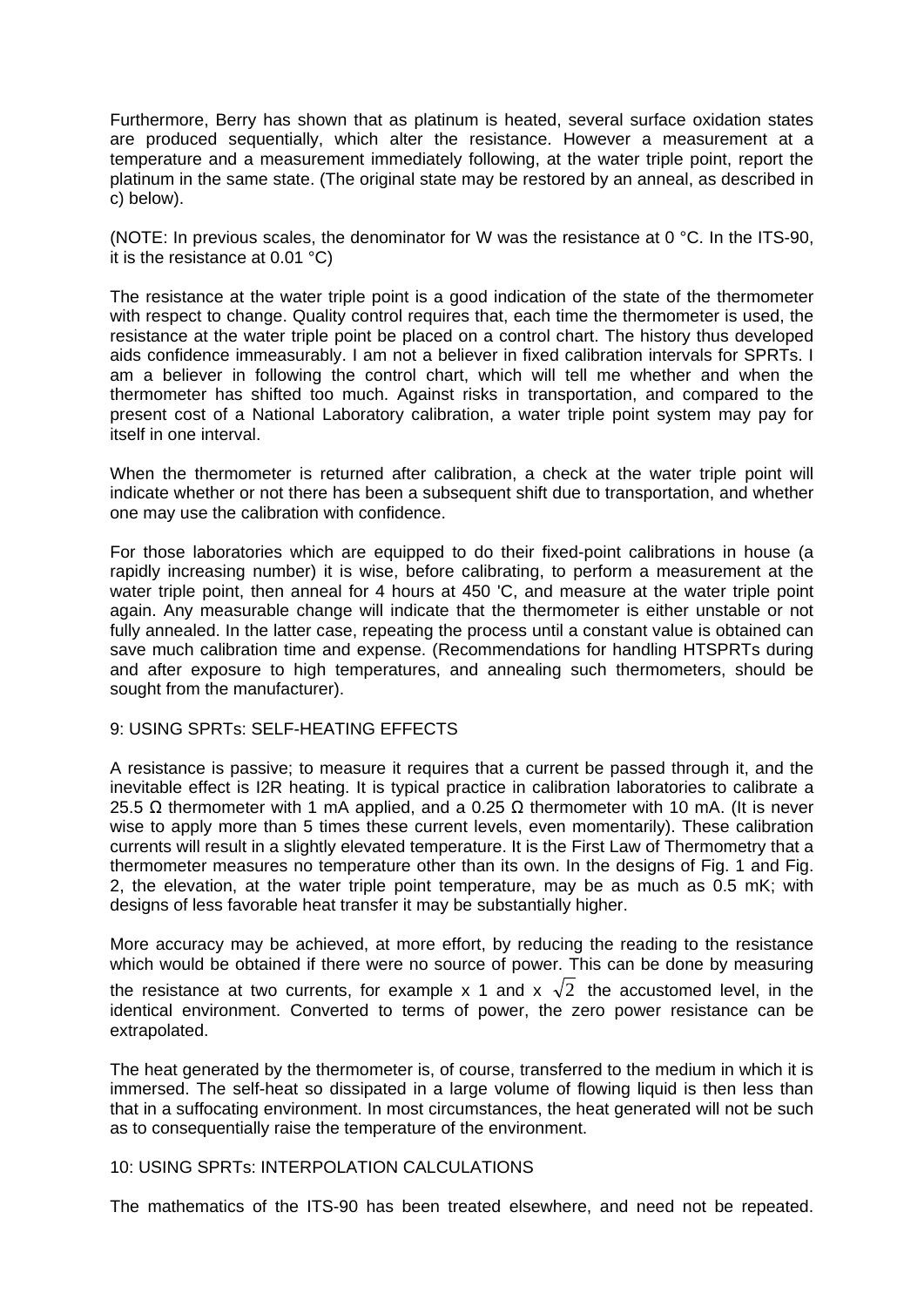Furthermore, Berry has shown that as platinum is heated, several surface oxidation states are produced sequentially, which alter the resistance. However a measurement at a temperature and a measurement immediately following, at the water triple point, report the platinum in the same state. (The original state may be restored by an anneal, as described in c) below).

(NOTE: In previous scales, the denominator for W was the resistance at 0 °C. In the ITS-90, it is the resistance at 0.01 °C)

The resistance at the water triple point is a good indication of the state of the thermometer with respect to change. Quality control requires that, each time the thermometer is used, the resistance at the water triple point be placed on a control chart. The history thus developed aids confidence immeasurably. I am not a believer in fixed calibration intervals for SPRTs. I am a believer in following the control chart, which will tell me whether and when the thermometer has shifted too much. Against risks in transportation, and compared to the present cost of a National Laboratory calibration, a water triple point system may pay for itself in one interval.

When the thermometer is returned after calibration, a check at the water triple point will indicate whether or not there has been a subsequent shift due to transportation, and whether one may use the calibration with confidence.

For those laboratories which are equipped to do their fixed-point calibrations in house (a rapidly increasing number) it is wise, before calibrating, to perform a measurement at the water triple point, then anneal for 4 hours at 450 'C, and measure at the water triple point again. Any measurable change will indicate that the thermometer is either unstable or not fully annealed. In the latter case, repeating the process until a constant value is obtained can save much calibration time and expense. (Recommendations for handling HTSPRTs during and after exposure to high temperatures, and annealing such thermometers, should be sought from the manufacturer).

## 9: USING SPRTs: SELF-HEATING EFFECTS

A resistance is passive; to measure it requires that a current be passed through it, and the inevitable effect is $I^2R$ heating. It is typical practice in calibration laboratories to calibrate a 25.5 Ω thermometer with 1 mA applied, and a 0.25 Ω thermometer with 10 mA. (It is never wise to apply more than 5 times these current levels, even momentarily). These calibration currents will result in a slightly elevated temperature. It is the First Law of Thermometry that a thermometer measures no temperature other than its own. In the designs of Fig. 1 and Fig. 2, the elevation, at the water triple point temperature, may be as much as 0.5 mK; with designs of less favorable heat transfer it may be substantially higher.

More accuracy may be achieved, at more effort, by reducing the reading to the resistance which would be obtained if there were no source of power. This can be done by measuring the resistance at two currents, for example x 1 and x $\sqrt{2}$ the accustomed level, in the identical environment. Converted to terms of power, the zero power resistance can be extrapolated.

The heat generated by the thermometer is, of course, transferred to the medium in which it is immersed. The self-heat so dissipated in a large volume of flowing liquid is then less than that in a suffocating environment. In most circumstances, the heat generated will not be such as to consequentially raise the temperature of the environment.

## 10: USING SPRTs: INTERPOLATION CALCULATIONS

The mathematics of the ITS-90 has been treated elsewhere, and need not be repeated.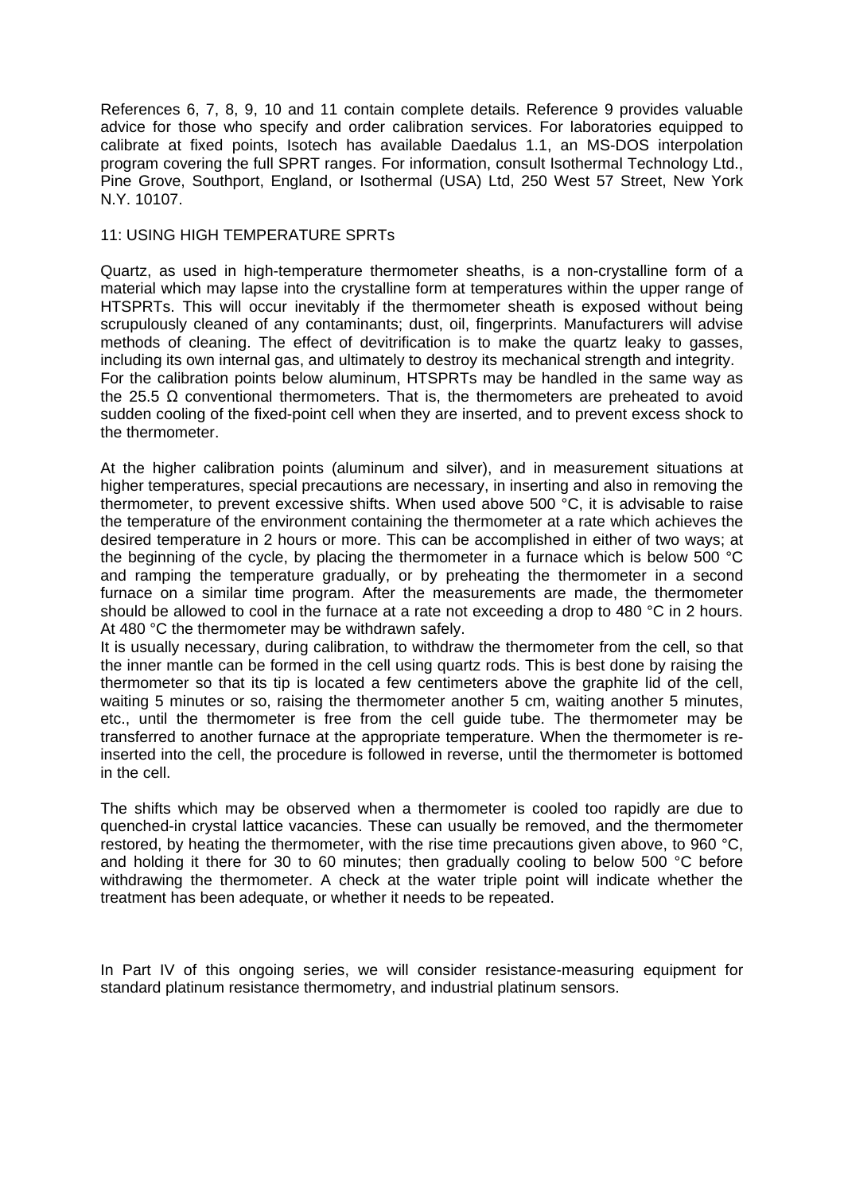References 6, 7, 8, 9, 10 and 11 contain complete details. Reference 9 provides valuable advice for those who specify and order calibration services. For laboratories equipped to calibrate at fixed points, Isotech has available Daedalus 1.1, an MS-DOS interpolation program covering the full SPRT ranges. For information, consult Isothermal Technology Ltd., Pine Grove, Southport, England, or Isothermal (USA) Ltd, 250 West 57 Street, New York N.Y. 10107.

## 11: USING HIGH TEMPERATURE SPRTs

Quartz, as used in high-temperature thermometer sheaths, is a non-crystalline form of a material which may lapse into the crystalline form at temperatures within the upper range of HTSPRTs. This will occur inevitably if the thermometer sheath is exposed without being scrupulously cleaned of any contaminants; dust, oil, fingerprints. Manufacturers will advise methods of cleaning. The effect of devitrification is to make the quartz leaky to gasses, including its own internal gas, and ultimately to destroy its mechanical strength and integrity.
For the calibration points below aluminum, HTSPRTs may be handled in the same way as the 25.5 Ω conventional thermometers. That is, the thermometers are preheated to avoid sudden cooling of the fixed-point cell when they are inserted, and to prevent excess shock to the thermometer.

At the higher calibration points (aluminum and silver), and in measurement situations at higher temperatures, special precautions are necessary, in inserting and also in removing the thermometer, to prevent excessive shifts. When used above 500 °C, it is advisable to raise the temperature of the environment containing the thermometer at a rate which achieves the desired temperature in 2 hours or more. This can be accomplished in either of two ways; at the beginning of the cycle, by placing the thermometer in a furnace which is below 500 °C and ramping the temperature gradually, or by preheating the thermometer in a second furnace on a similar time program. After the measurements are made, the thermometer should be allowed to cool in the furnace at a rate not exceeding a drop to 480 °C in 2 hours. At 480 °C the thermometer may be withdrawn safely.
It is usually necessary, during calibration, to withdraw the thermometer from the cell, so that the inner mantle can be formed in the cell using quartz rods. This is best done by raising the thermometer so that its tip is located a few centimeters above the graphite lid of the cell, waiting 5 minutes or so, raising the thermometer another 5 cm, waiting another 5 minutes, etc., until the thermometer is free from the cell guide tube. The thermometer may be transferred to another furnace at the appropriate temperature. When the thermometer is re-inserted into the cell, the procedure is followed in reverse, until the thermometer is bottomed in the cell.

The shifts which may be observed when a thermometer is cooled too rapidly are due to quenched-in crystal lattice vacancies. These can usually be removed, and the thermometer restored, by heating the thermometer, with the rise time precautions given above, to 960 °C, and holding it there for 30 to 60 minutes; then gradually cooling to below 500 °C before withdrawing the thermometer. A check at the water triple point will indicate whether the treatment has been adequate, or whether it needs to be repeated.

In Part IV of this ongoing series, we will consider resistance-measuring equipment for standard platinum resistance thermometry, and industrial platinum sensors.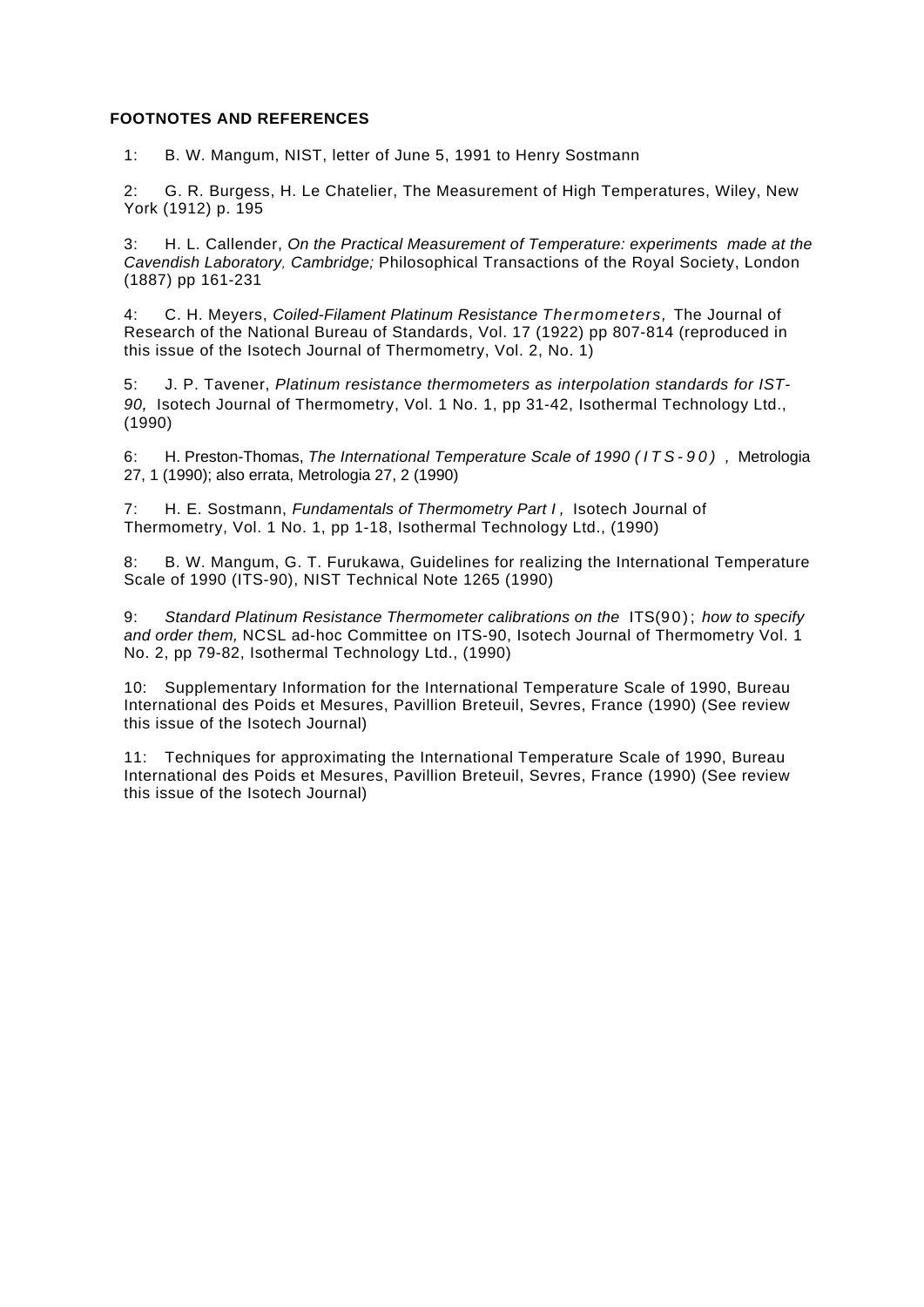**FOOTNOTES AND REFERENCES**

1: B. W. Mangum, NIST, letter of June 5, 1991 to Henry Sostmann

2: G. R. Burgess, H. Le Chatelier, The Measurement of High Temperatures, Wiley, New York (1912) p. 195

3: H. L. Callender, *On the Practical Measurement of Temperature: experiments made at the Cavendish Laboratory, Cambridge;* Philosophical Transactions of the Royal Society, London (1887) pp 161-231

4: C. H. Meyers, *Coiled-Filament Platinum Resistance Thermometers,* The Journal of Research of the National Bureau of Standards, Vol. 17 (1922) pp 807-814 (reproduced in this issue of the Isotech Journal of Thermometry, Vol. 2, No. 1)

5: J. P. Tavener, *Platinum resistance thermometers as interpolation standards for IST-90,* Isotech Journal of Thermometry, Vol. 1 No. 1, pp 31-42, Isothermal Technology Ltd., (1990)

6: H. Preston-Thomas, *The International Temperature Scale of 1990 (ITS-90),* Metrologia 27, 1 (1990); also errata, Metrologia 27, 2 (1990)

7: H. E. Sostmann, *Fundamentals of Thermometry Part I,* Isotech Journal of Thermometry, Vol. 1 No. 1, pp 1-18, Isothermal Technology Ltd., (1990)

8: B. W. Mangum, G. T. Furukawa, Guidelines for realizing the International Temperature Scale of 1990 (ITS-90), NIST Technical Note 1265 (1990)

9: *Standard Platinum Resistance Thermometer calibrations on the* ITS(90); *how to specify and order them,* NCSL ad-hoc Committee on ITS-90, Isotech Journal of Thermometry Vol. 1 No. 2, pp 79-82, Isothermal Technology Ltd., (1990)

10: Supplementary Information for the International Temperature Scale of 1990, Bureau International des Poids et Mesures, Pavillion Breteuil, Sevres, France (1990) (See review this issue of the Isotech Journal)

11: Techniques for approximating the International Temperature Scale of 1990, Bureau International des Poids et Mesures, Pavillion Breteuil, Sevres, France (1990) (See review this issue of the Isotech Journal)